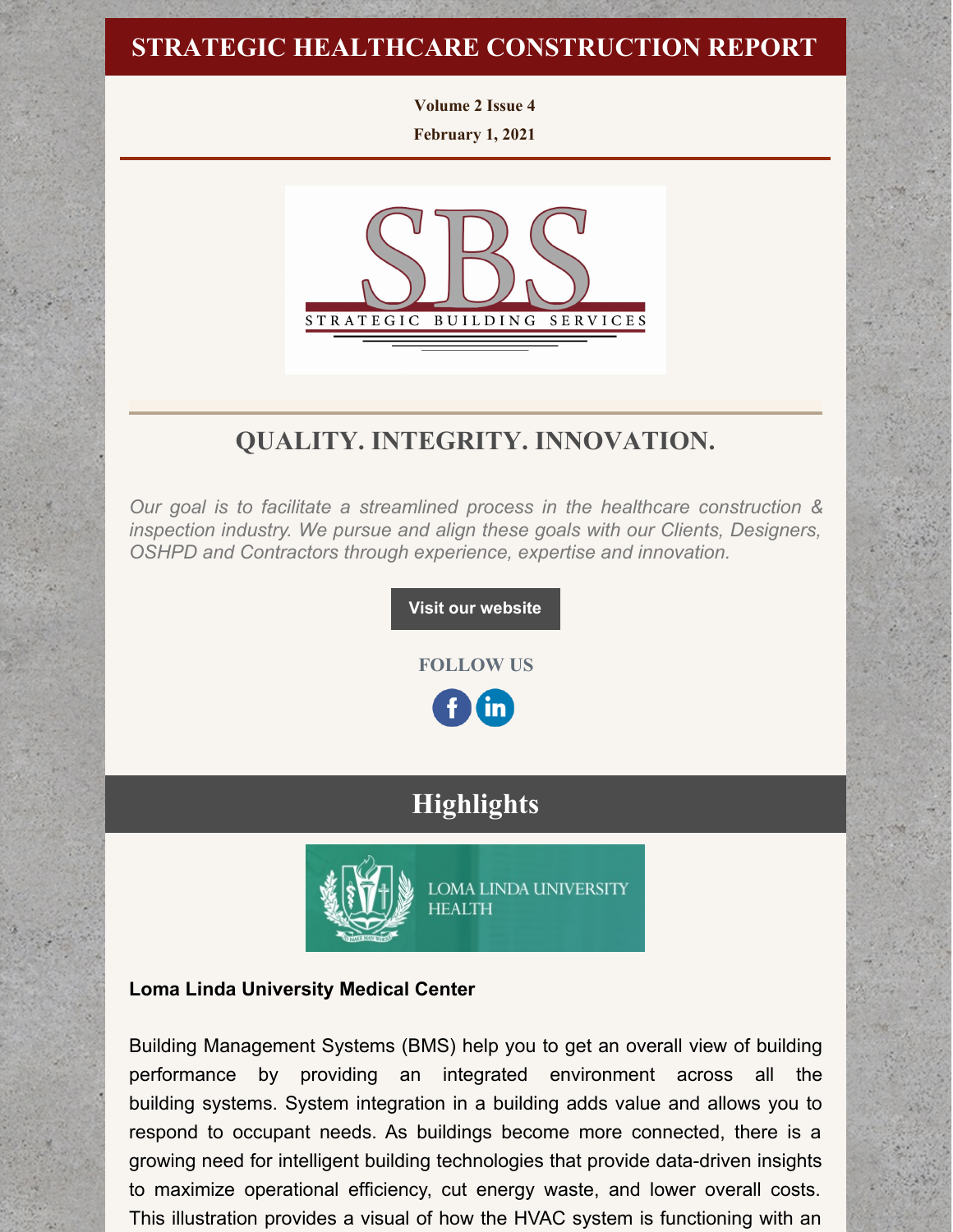# STRATEGIC HEALTHCARE CONSTRUCTION REPORT

**Volume 2 Issue 4**

**February 1, 2021**

## QUALITY. INTEGRITY. INNOVATION.

*Our goal is to facilitate a streamlined process in the healthcare construction & inspection industry. We pursue and align these goals with our Clients, Designers, OSHPD and Contractors through experience, expertise and innovation.*

**Visit our website**

**FOLLOW US**

## Highlights

**Loma Linda University Medical Center**

Building Management Systems (BMS) help you to get an overall view of building performance by providing an integrated environment across all the building systems. System integration in a building adds value and allows you to respond to occupant needs. As buildings become more connected, there is a growing need for intelligent building technologies that provide data-driven insights to maximize operational efficiency, cut energy waste, and lower overall costs. This illustration provides a visual of how the HVAC system is functioning with an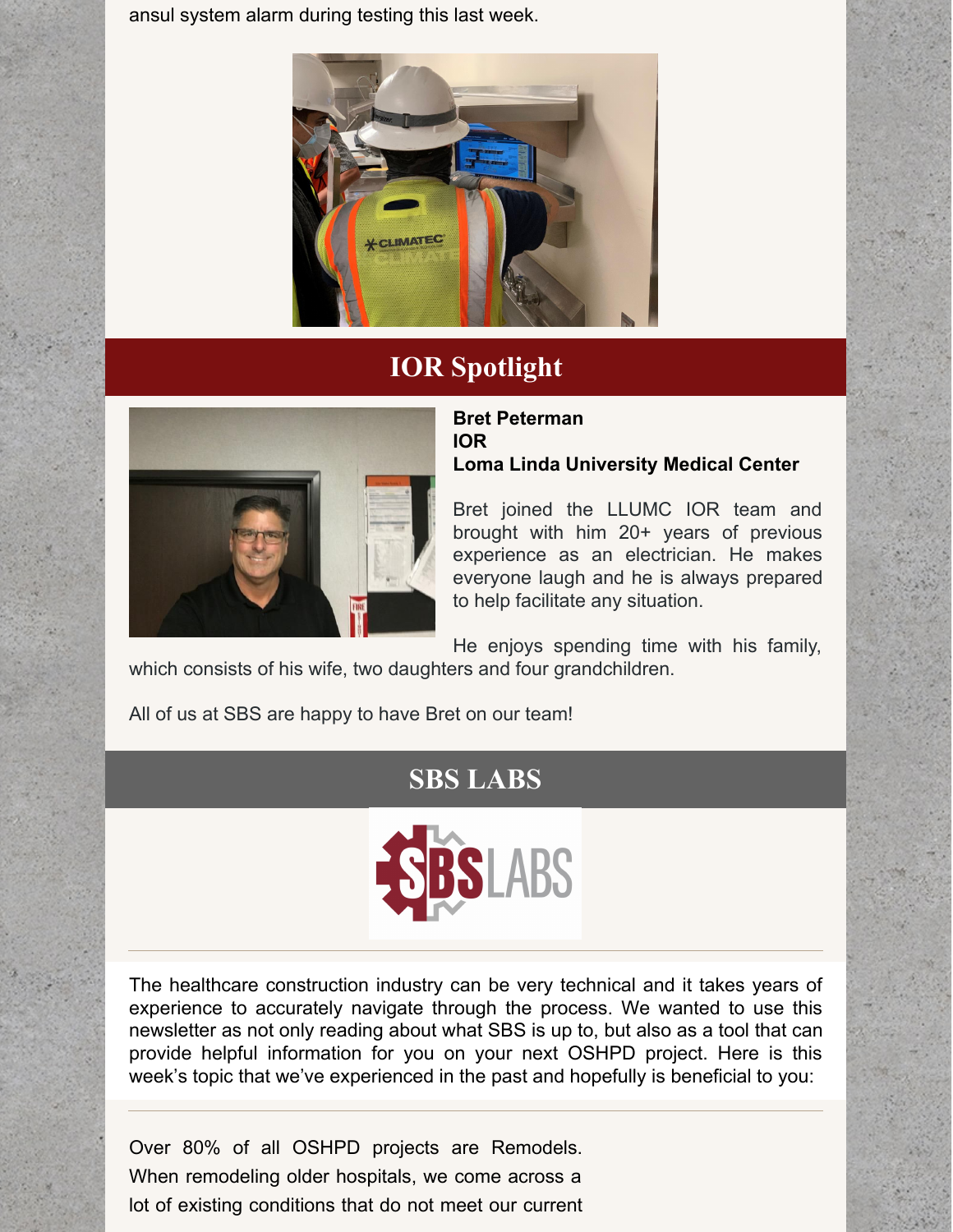ansul system alarm during testing this last week.

## IOR Spotlight

**Bret Peterman**
**IOR**
**Loma Linda University Medical Center**

Bret joined the LLUMC IOR team and brought with him 20+ years of previous experience as an electrician. He makes everyone laugh and he is always prepared to help facilitate any situation.

He enjoys spending time with his family, which consists of his wife, two daughters and four grandchildren.

All of us at SBS are happy to have Bret on our team!

## SBS LABS

The healthcare construction industry can be very technical and it takes years of experience to accurately navigate through the process. We wanted to use this newsletter as not only reading about what SBS is up to, but also as a tool that can provide helpful information for you on your next OSHPD project. Here is this week's topic that we've experienced in the past and hopefully is beneficial to you:

---

Over 80% of all OSHPD projects are Remodels. When remodeling older hospitals, we come across a lot of existing conditions that do not meet our current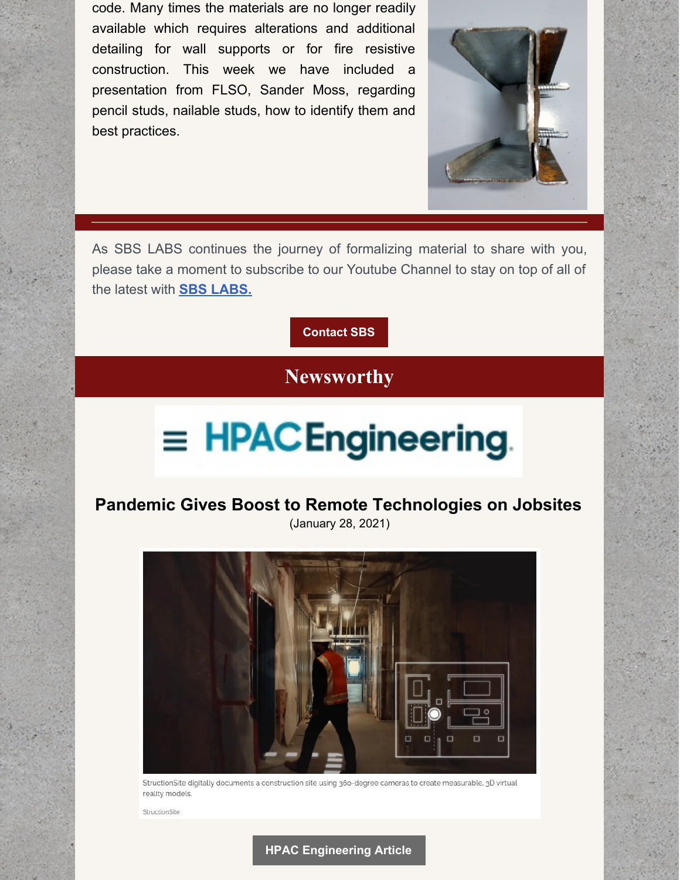code. Many times the materials are no longer readily available which requires alterations and additional detailing for wall supports or for fire resistive construction. This week we have included a presentation from FLSO, Sander Moss, regarding pencil studs, nailable studs, how to identify them and best practices.

---

As SBS LABS continues the journey of formalizing material to share with you, please take a moment to subscribe to our Youtube Channel to stay on top of all of the latest with **SBS LABS.**

**Contact SBS**

## Newsworthy

HPAC Engineering

### Pandemic Gives Boost to Remote Technologies on Jobsites

(January 28, 2021)

StructionSite digitally documents a construction site using 360-degree cameras to create measurable, 3D virtual reality models.

StructionSite

**HPAC Engineering Article**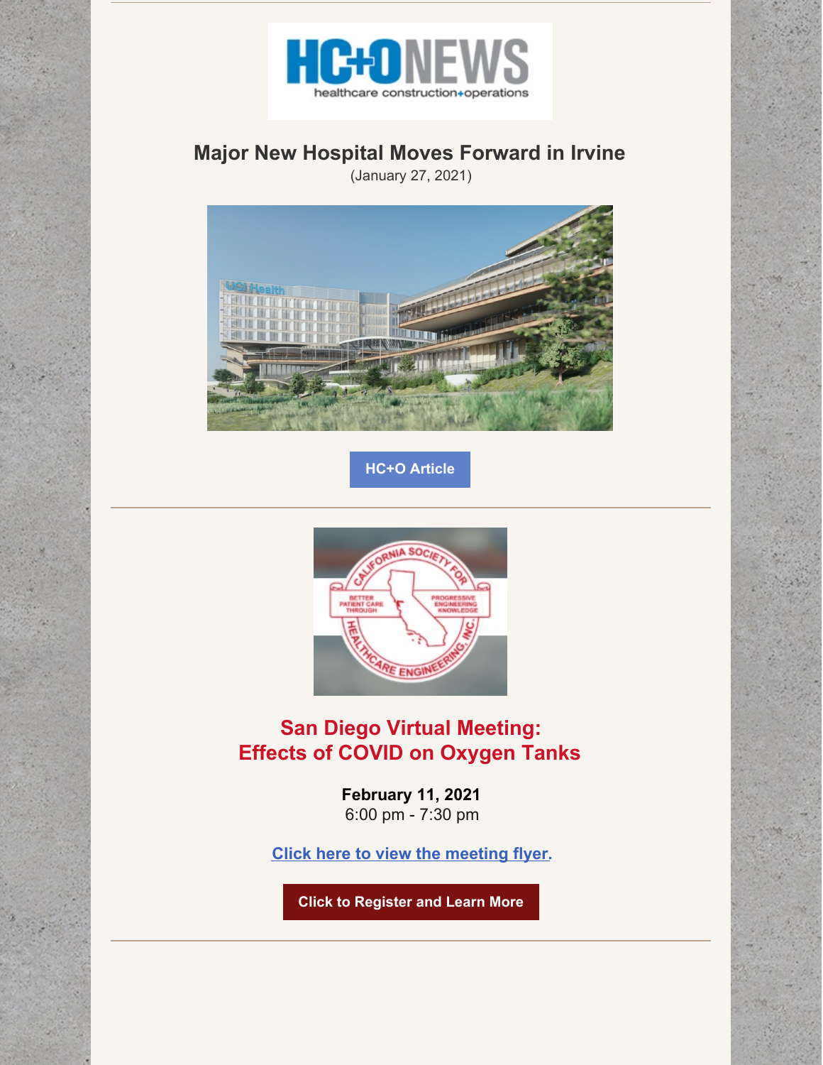## Major New Hospital Moves Forward in Irvine

(January 27, 2021)

HC+O Article

## San Diego Virtual Meeting: Effects of COVID on Oxygen Tanks

**February 11, 2021**
6:00 pm - 7:30 pm

Click here to view the meeting flyer.

Click to Register and Learn More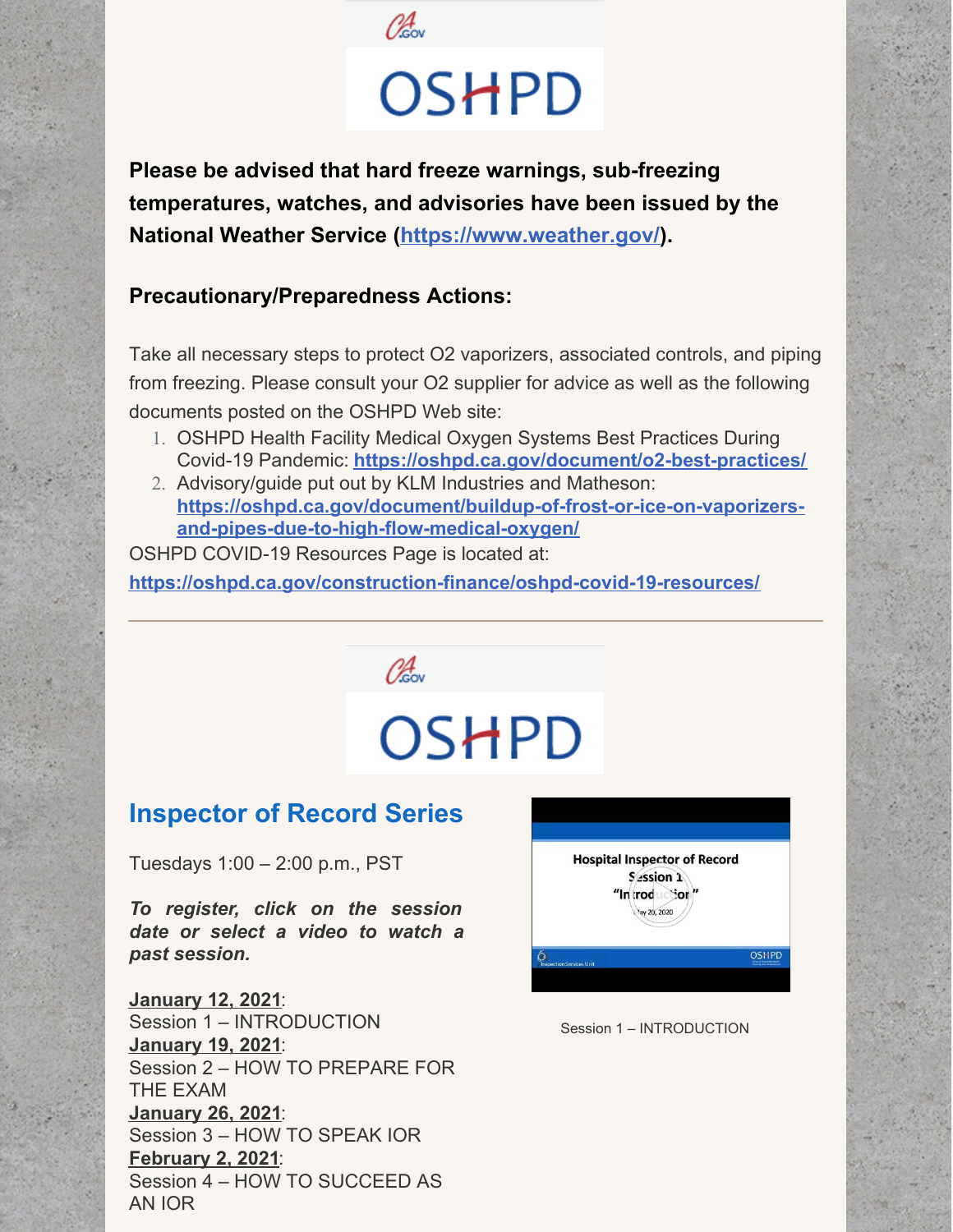OSHPD

**Please be advised that hard freeze warnings, sub-freezing temperatures, watches, and advisories have been issued by the National Weather Service (https://www.weather.gov/).**

**Precautionary/Preparedness Actions:**

Take all necessary steps to protect O2 vaporizers, associated controls, and piping from freezing. Please consult your O2 supplier for advice as well as the following documents posted on the OSHPD Web site:

1. OSHPD Health Facility Medical Oxygen Systems Best Practices During Covid-19 Pandemic: **https://oshpd.ca.gov/document/o2-best-practices/**
2. Advisory/guide put out by KLM Industries and Matheson: **https://oshpd.ca.gov/document/buildup-of-frost-or-ice-on-vaporizers-and-pipes-due-to-high-flow-medical-oxygen/**

OSHPD COVID-19 Resources Page is located at:
**https://oshpd.ca.gov/construction-finance/oshpd-covid-19-resources/**

---

OSHPD

## Inspector of Record Series

Tuesdays 1:00 – 2:00 p.m., PST

***To register, click on the session date or select a video to watch a past session.***

**January 12, 2021**:
Session 1 – INTRODUCTION
**January 19, 2021**:
Session 2 – HOW TO PREPARE FOR THE EXAM
**January 26, 2021**:
Session 3 – HOW TO SPEAK IOR
**February 2, 2021**:
Session 4 – HOW TO SUCCEED AS AN IOR

Session 1 – INTRODUCTION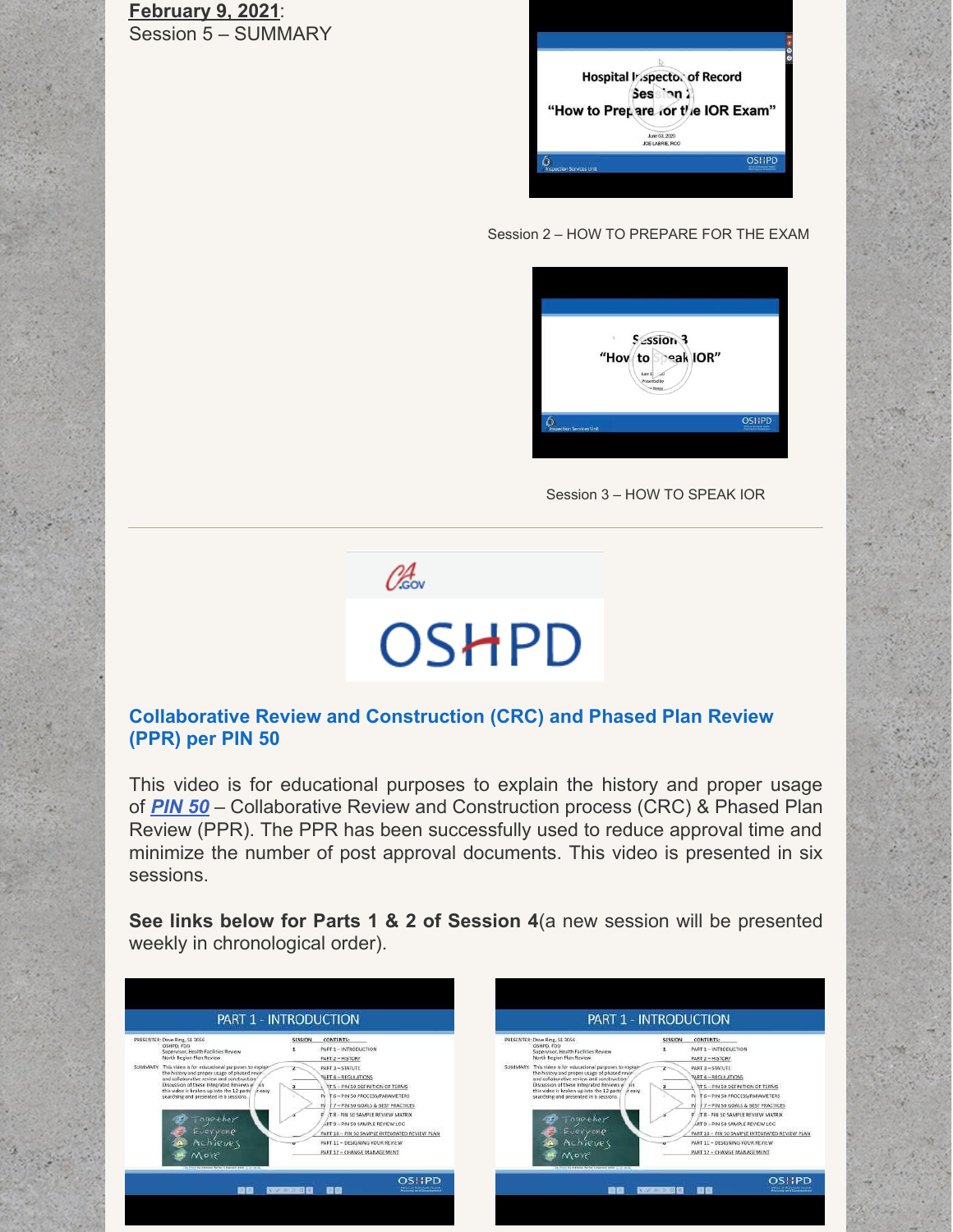**February 9, 2021**:
Session 5 – SUMMARY

Session 2 – HOW TO PREPARE FOR THE EXAM

Session 3 – HOW TO SPEAK IOR

---

## Collaborative Review and Construction (CRC) and Phased Plan Review (PPR) per PIN 50

This video is for educational purposes to explain the history and proper usage of ***PIN 50*** – Collaborative Review and Construction process (CRC) & Phased Plan Review (PPR). The PPR has been successfully used to reduce approval time and minimize the number of post approval documents. This video is presented in six sessions.

**See links below for Parts 1 & 2 of Session 4**(a new session will be presented weekly in chronological order).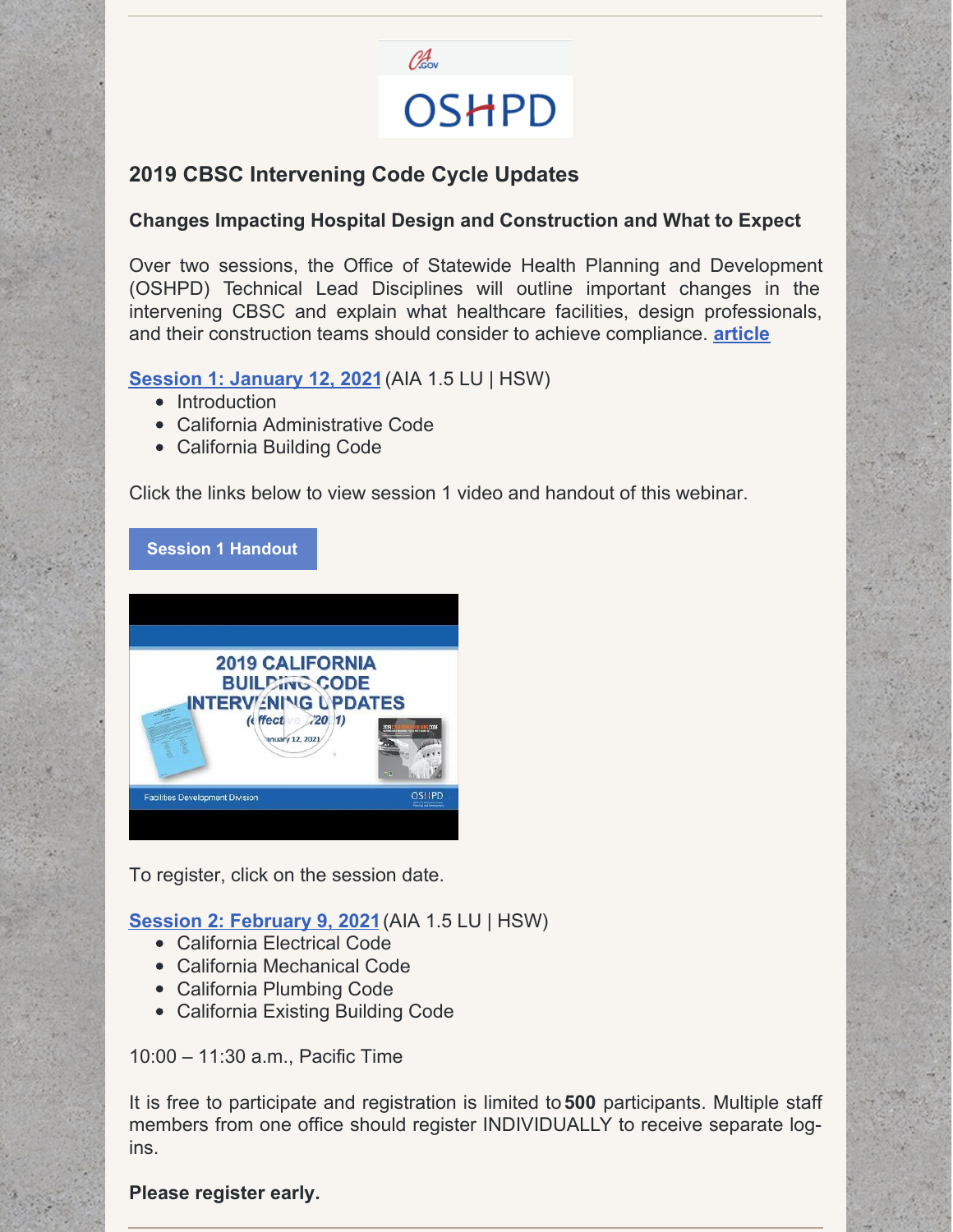## 2019 CBSC Intervening Code Cycle Updates

### Changes Impacting Hospital Design and Construction and What to Expect

Over two sessions, the Office of Statewide Health Planning and Development (OSHPD) Technical Lead Disciplines will outline important changes in the intervening CBSC and explain what healthcare facilities, design professionals, and their construction teams should consider to achieve compliance. **article**

**Session 1: January 12, 2021** (AIA 1.5 LU | HSW)

- Introduction
- California Administrative Code
- California Building Code

Click the links below to view session 1 video and handout of this webinar.

**Session 1 Handout**

To register, click on the session date.

**Session 2: February 9, 2021** (AIA 1.5 LU | HSW)

- California Electrical Code
- California Mechanical Code
- California Plumbing Code
- California Existing Building Code

10:00 – 11:30 a.m., Pacific Time

It is free to participate and registration is limited to **500** participants. Multiple staff members from one office should register INDIVIDUALLY to receive separate log-ins.

**Please register early.**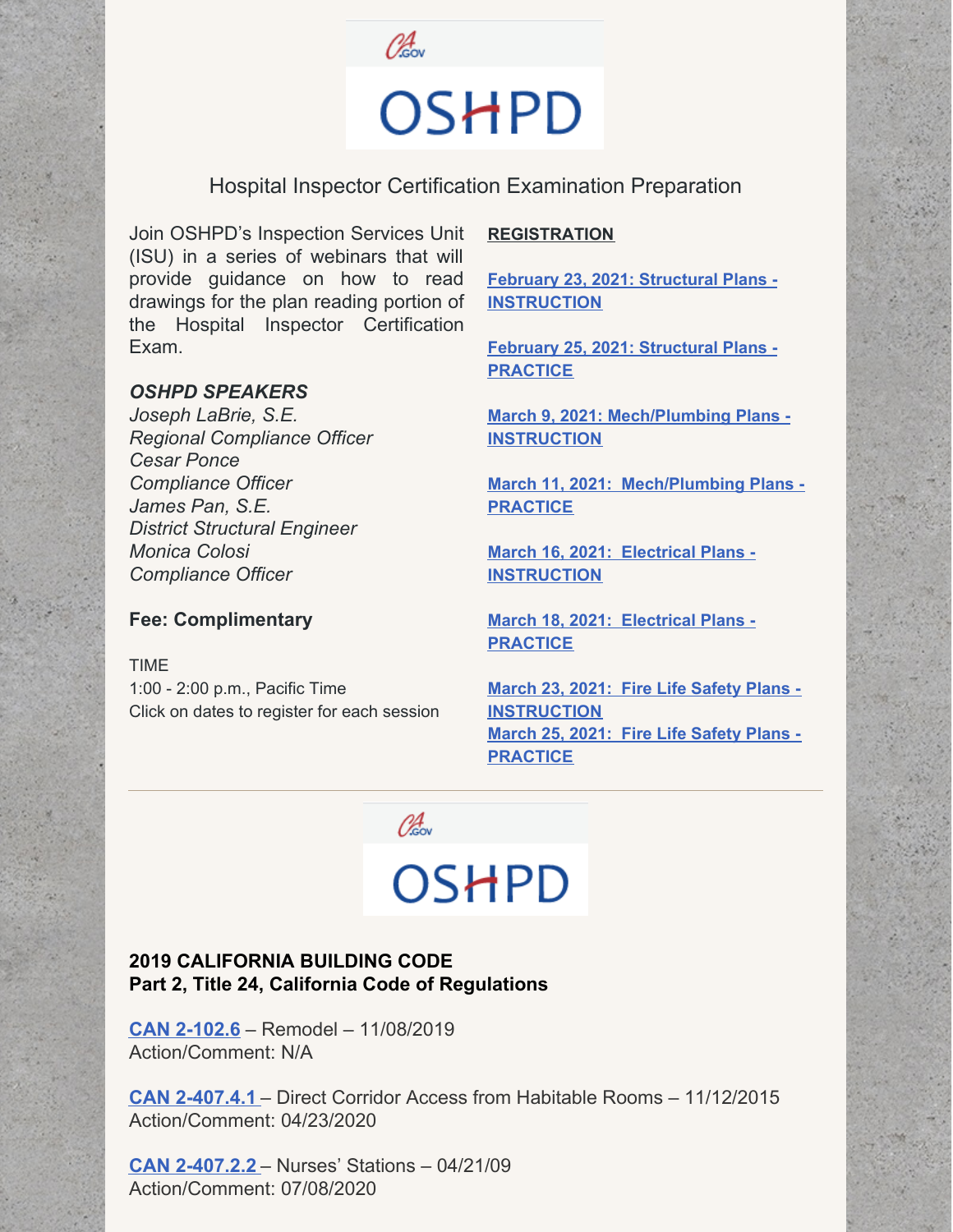OSHPD

Hospital Inspector Certification Examination Preparation

Join OSHPD's Inspection Services Unit (ISU) in a series of webinars that will provide guidance on how to read drawings for the plan reading portion of the Hospital Inspector Certification Exam.

***OSHPD SPEAKERS***

*Joseph LaBrie, S.E.*
*Regional Compliance Officer*
*Cesar Ponce*
*Compliance Officer*
*James Pan, S.E.*
*District Structural Engineer*
*Monica Colosi*
*Compliance Officer*

**Fee: Complimentary**

TIME
1:00 - 2:00 p.m., Pacific Time
Click on dates to register for each session

**REGISTRATION**

**February 23, 2021: Structural Plans - INSTRUCTION**

**February 25, 2021: Structural Plans - PRACTICE**

**March 9, 2021: Mech/Plumbing Plans - INSTRUCTION**

**March 11, 2021: Mech/Plumbing Plans - PRACTICE**

**March 16, 2021: Electrical Plans - INSTRUCTION**

**March 18, 2021: Electrical Plans - PRACTICE**

**March 23, 2021: Fire Life Safety Plans - INSTRUCTION**
**March 25, 2021: Fire Life Safety Plans - PRACTICE**

---

OSHPD

**2019 CALIFORNIA BUILDING CODE**
**Part 2, Title 24, California Code of Regulations**

**CAN 2-102.6** – Remodel – 11/08/2019
Action/Comment: N/A

**CAN 2-407.4.1** – Direct Corridor Access from Habitable Rooms – 11/12/2015
Action/Comment: 04/23/2020

**CAN 2-407.2.2** – Nurses' Stations – 04/21/09
Action/Comment: 07/08/2020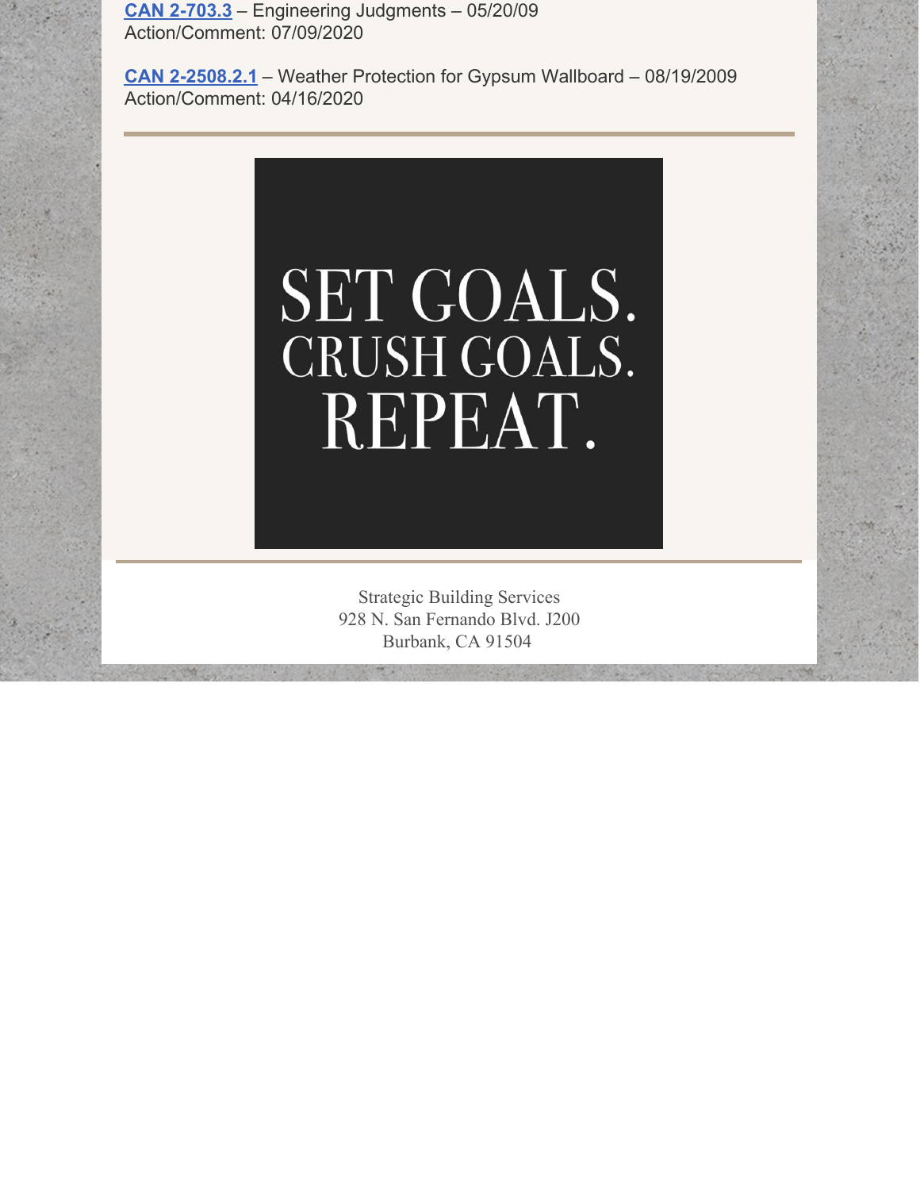**CAN 2-703.3** – Engineering Judgments – 05/20/09
Action/Comment: 07/09/2020

**CAN 2-2508.2.1** – Weather Protection for Gypsum Wallboard – 08/19/2009
Action/Comment: 04/16/2020

---

SET GOALS.
CRUSH GOALS.
REPEAT.

---

Strategic Building Services
928 N. San Fernando Blvd. J200
Burbank, CA 91504